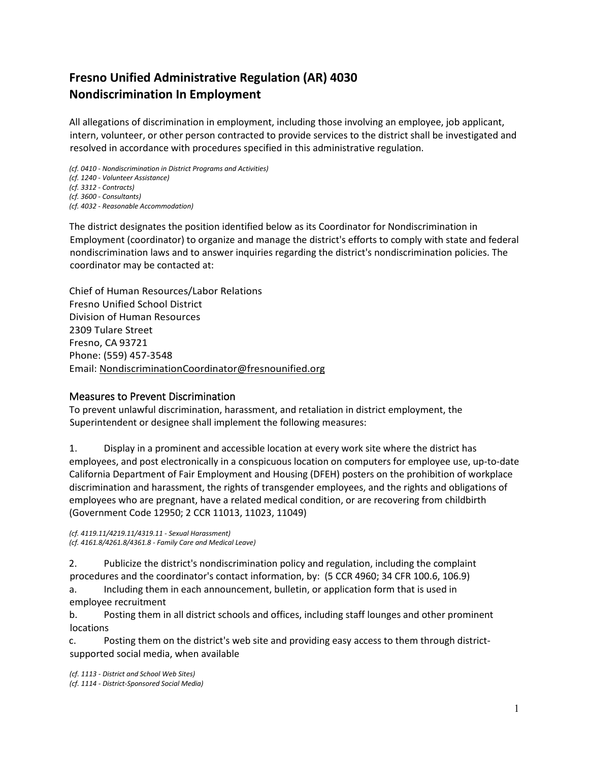# Fresno Unified Administrative Regulation (AR) 4030
# Nondiscrimination In Employment

All allegations of discrimination in employment, including those involving an employee, job applicant, intern, volunteer, or other person contracted to provide services to the district shall be investigated and resolved in accordance with procedures specified in this administrative regulation.

*(cf. 0410 - Nondiscrimination in District Programs and Activities)*
*(cf. 1240 - Volunteer Assistance)*
*(cf. 3312 - Contracts)*
*(cf. 3600 - Consultants)*
*(cf. 4032 - Reasonable Accommodation)*

The district designates the position identified below as its Coordinator for Nondiscrimination in Employment (coordinator) to organize and manage the district's efforts to comply with state and federal nondiscrimination laws and to answer inquiries regarding the district's nondiscrimination policies. The coordinator may be contacted at:

Chief of Human Resources/Labor Relations
Fresno Unified School District
Division of Human Resources
2309 Tulare Street
Fresno, CA 93721
Phone: (559) 457-3548
Email: NondiscriminationCoordinator@fresnounified.org

## Measures to Prevent Discrimination

To prevent unlawful discrimination, harassment, and retaliation in district employment, the Superintendent or designee shall implement the following measures:

1. Display in a prominent and accessible location at every work site where the district has employees, and post electronically in a conspicuous location on computers for employee use, up-to-date California Department of Fair Employment and Housing (DFEH) posters on the prohibition of workplace discrimination and harassment, the rights of transgender employees, and the rights and obligations of employees who are pregnant, have a related medical condition, or are recovering from childbirth (Government Code 12950; 2 CCR 11013, 11023, 11049)

*(cf. 4119.11/4219.11/4319.11 - Sexual Harassment)*
*(cf. 4161.8/4261.8/4361.8 - Family Care and Medical Leave)*

2. Publicize the district's nondiscrimination policy and regulation, including the complaint procedures and the coordinator's contact information, by: (5 CCR 4960; 34 CFR 100.6, 106.9)
   a. Including them in each announcement, bulletin, or application form that is used in employee recruitment
   b. Posting them in all district schools and offices, including staff lounges and other prominent locations
   c. Posting them on the district's web site and providing easy access to them through district-supported social media, when available

*(cf. 1113 - District and School Web Sites)*
*(cf. 1114 - District-Sponsored Social Media)*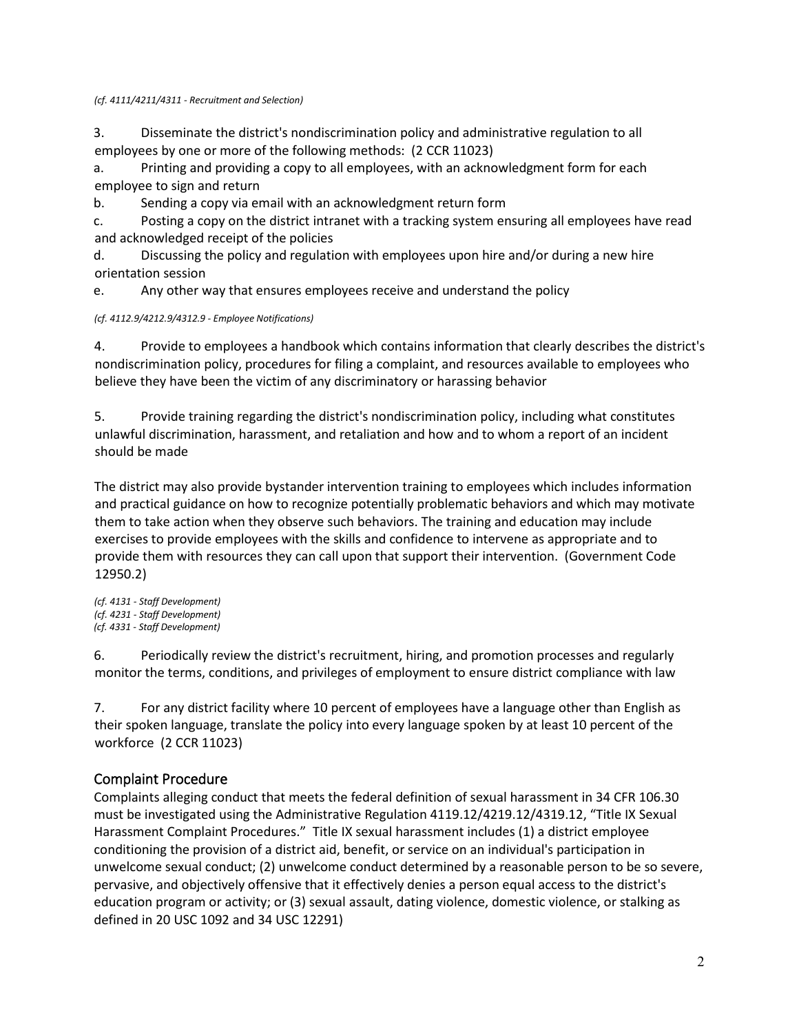*(cf. 4111/4211/4311 - Recruitment and Selection)*

3. Disseminate the district's nondiscrimination policy and administrative regulation to all employees by one or more of the following methods: (2 CCR 11023)

a. Printing and providing a copy to all employees, with an acknowledgment form for each employee to sign and return

b. Sending a copy via email with an acknowledgment return form

c. Posting a copy on the district intranet with a tracking system ensuring all employees have read and acknowledged receipt of the policies

d. Discussing the policy and regulation with employees upon hire and/or during a new hire orientation session

e. Any other way that ensures employees receive and understand the policy

*(cf. 4112.9/4212.9/4312.9 - Employee Notifications)*

4. Provide to employees a handbook which contains information that clearly describes the district's nondiscrimination policy, procedures for filing a complaint, and resources available to employees who believe they have been the victim of any discriminatory or harassing behavior

5. Provide training regarding the district's nondiscrimination policy, including what constitutes unlawful discrimination, harassment, and retaliation and how and to whom a report of an incident should be made

The district may also provide bystander intervention training to employees which includes information and practical guidance on how to recognize potentially problematic behaviors and which may motivate them to take action when they observe such behaviors. The training and education may include exercises to provide employees with the skills and confidence to intervene as appropriate and to provide them with resources they can call upon that support their intervention. (Government Code 12950.2)

*(cf. 4131 - Staff Development)*
*(cf. 4231 - Staff Development)*
*(cf. 4331 - Staff Development)*

6. Periodically review the district's recruitment, hiring, and promotion processes and regularly monitor the terms, conditions, and privileges of employment to ensure district compliance with law

7. For any district facility where 10 percent of employees have a language other than English as their spoken language, translate the policy into every language spoken by at least 10 percent of the workforce (2 CCR 11023)

## Complaint Procedure

Complaints alleging conduct that meets the federal definition of sexual harassment in 34 CFR 106.30 must be investigated using the Administrative Regulation 4119.12/4219.12/4319.12, "Title IX Sexual Harassment Complaint Procedures." Title IX sexual harassment includes (1) a district employee conditioning the provision of a district aid, benefit, or service on an individual's participation in unwelcome sexual conduct; (2) unwelcome conduct determined by a reasonable person to be so severe, pervasive, and objectively offensive that it effectively denies a person equal access to the district's education program or activity; or (3) sexual assault, dating violence, domestic violence, or stalking as defined in 20 USC 1092 and 34 USC 12291)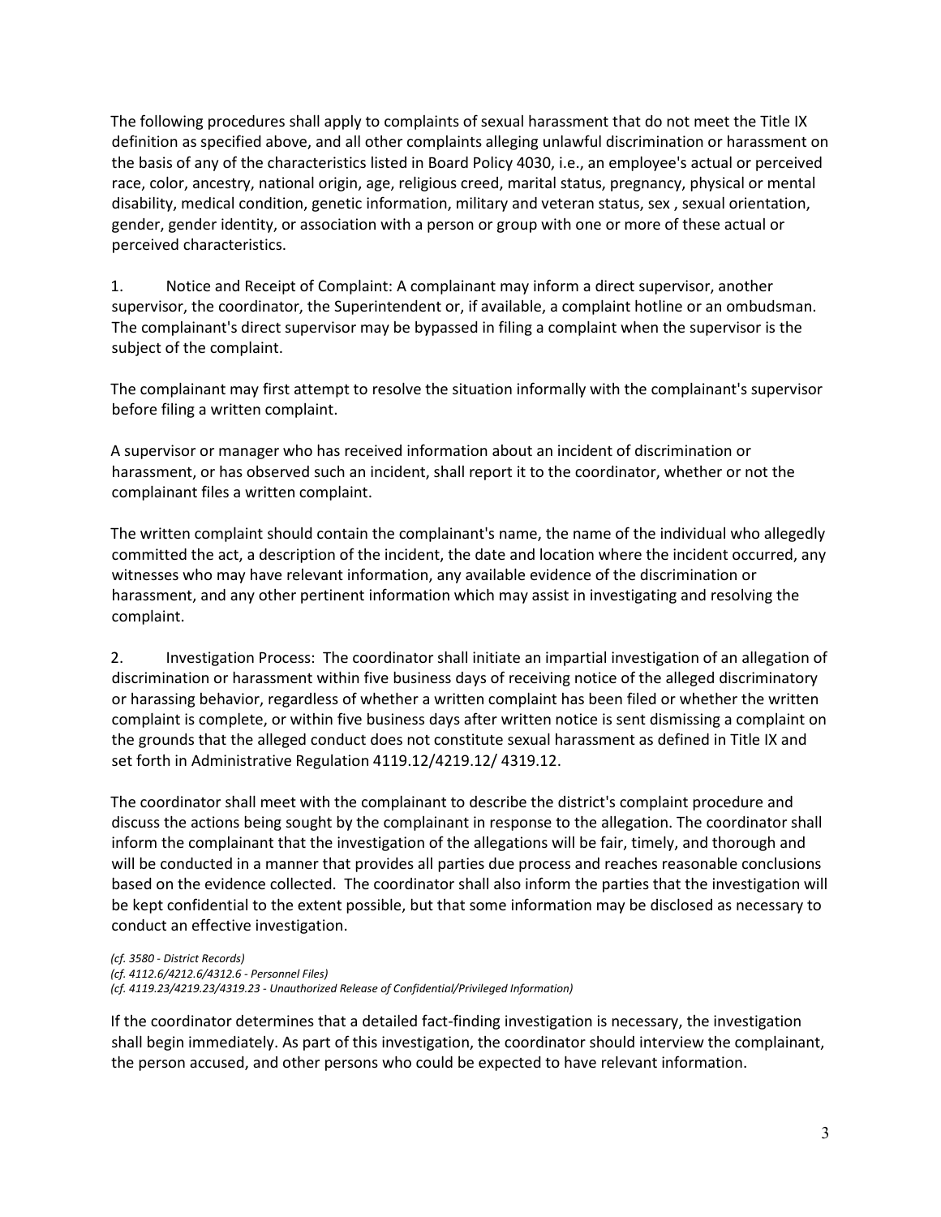The following procedures shall apply to complaints of sexual harassment that do not meet the Title IX definition as specified above, and all other complaints alleging unlawful discrimination or harassment on the basis of any of the characteristics listed in Board Policy 4030, i.e., an employee's actual or perceived race, color, ancestry, national origin, age, religious creed, marital status, pregnancy, physical or mental disability, medical condition, genetic information, military and veteran status, sex , sexual orientation, gender, gender identity, or association with a person or group with one or more of these actual or perceived characteristics.

1. Notice and Receipt of Complaint: A complainant may inform a direct supervisor, another supervisor, the coordinator, the Superintendent or, if available, a complaint hotline or an ombudsman. The complainant's direct supervisor may be bypassed in filing a complaint when the supervisor is the subject of the complaint.

The complainant may first attempt to resolve the situation informally with the complainant's supervisor before filing a written complaint.

A supervisor or manager who has received information about an incident of discrimination or harassment, or has observed such an incident, shall report it to the coordinator, whether or not the complainant files a written complaint.

The written complaint should contain the complainant's name, the name of the individual who allegedly committed the act, a description of the incident, the date and location where the incident occurred, any witnesses who may have relevant information, any available evidence of the discrimination or harassment, and any other pertinent information which may assist in investigating and resolving the complaint.

2. Investigation Process: The coordinator shall initiate an impartial investigation of an allegation of discrimination or harassment within five business days of receiving notice of the alleged discriminatory or harassing behavior, regardless of whether a written complaint has been filed or whether the written complaint is complete, or within five business days after written notice is sent dismissing a complaint on the grounds that the alleged conduct does not constitute sexual harassment as defined in Title IX and set forth in Administrative Regulation 4119.12/4219.12/ 4319.12.

The coordinator shall meet with the complainant to describe the district's complaint procedure and discuss the actions being sought by the complainant in response to the allegation. The coordinator shall inform the complainant that the investigation of the allegations will be fair, timely, and thorough and will be conducted in a manner that provides all parties due process and reaches reasonable conclusions based on the evidence collected. The coordinator shall also inform the parties that the investigation will be kept confidential to the extent possible, but that some information may be disclosed as necessary to conduct an effective investigation.

*(cf. 3580 - District Records)*
*(cf. 4112.6/4212.6/4312.6 - Personnel Files)*
*(cf. 4119.23/4219.23/4319.23 - Unauthorized Release of Confidential/Privileged Information)*

If the coordinator determines that a detailed fact-finding investigation is necessary, the investigation shall begin immediately. As part of this investigation, the coordinator should interview the complainant, the person accused, and other persons who could be expected to have relevant information.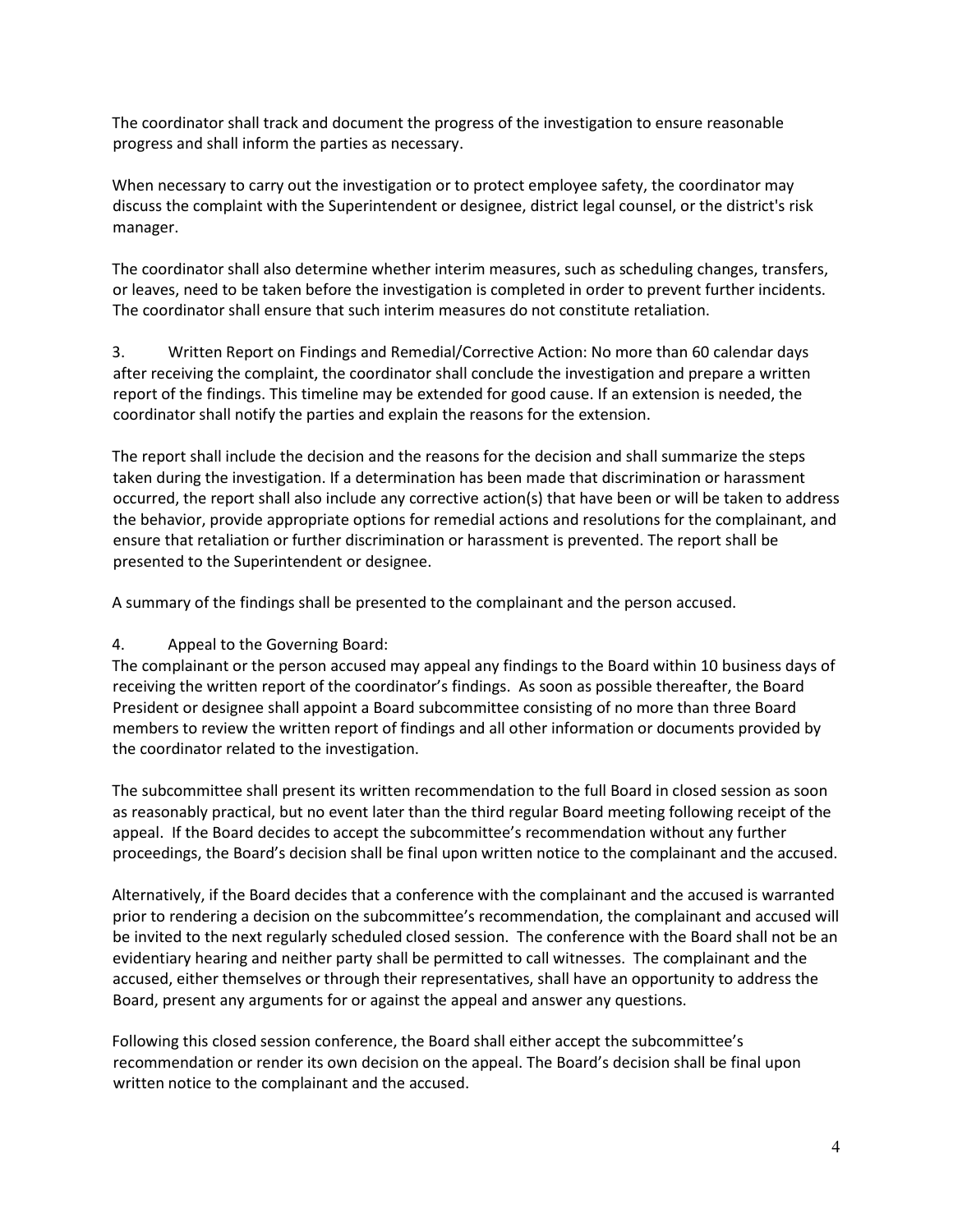The coordinator shall track and document the progress of the investigation to ensure reasonable progress and shall inform the parties as necessary.

When necessary to carry out the investigation or to protect employee safety, the coordinator may discuss the complaint with the Superintendent or designee, district legal counsel, or the district's risk manager.

The coordinator shall also determine whether interim measures, such as scheduling changes, transfers, or leaves, need to be taken before the investigation is completed in order to prevent further incidents. The coordinator shall ensure that such interim measures do not constitute retaliation.

3. Written Report on Findings and Remedial/Corrective Action: No more than 60 calendar days after receiving the complaint, the coordinator shall conclude the investigation and prepare a written report of the findings. This timeline may be extended for good cause. If an extension is needed, the coordinator shall notify the parties and explain the reasons for the extension.

The report shall include the decision and the reasons for the decision and shall summarize the steps taken during the investigation. If a determination has been made that discrimination or harassment occurred, the report shall also include any corrective action(s) that have been or will be taken to address the behavior, provide appropriate options for remedial actions and resolutions for the complainant, and ensure that retaliation or further discrimination or harassment is prevented. The report shall be presented to the Superintendent or designee.

A summary of the findings shall be presented to the complainant and the person accused.

4. Appeal to the Governing Board:

The complainant or the person accused may appeal any findings to the Board within 10 business days of receiving the written report of the coordinator's findings. As soon as possible thereafter, the Board President or designee shall appoint a Board subcommittee consisting of no more than three Board members to review the written report of findings and all other information or documents provided by the coordinator related to the investigation.

The subcommittee shall present its written recommendation to the full Board in closed session as soon as reasonably practical, but no event later than the third regular Board meeting following receipt of the appeal. If the Board decides to accept the subcommittee's recommendation without any further proceedings, the Board's decision shall be final upon written notice to the complainant and the accused.

Alternatively, if the Board decides that a conference with the complainant and the accused is warranted prior to rendering a decision on the subcommittee's recommendation, the complainant and accused will be invited to the next regularly scheduled closed session. The conference with the Board shall not be an evidentiary hearing and neither party shall be permitted to call witnesses. The complainant and the accused, either themselves or through their representatives, shall have an opportunity to address the Board, present any arguments for or against the appeal and answer any questions.

Following this closed session conference, the Board shall either accept the subcommittee's recommendation or render its own decision on the appeal. The Board's decision shall be final upon written notice to the complainant and the accused.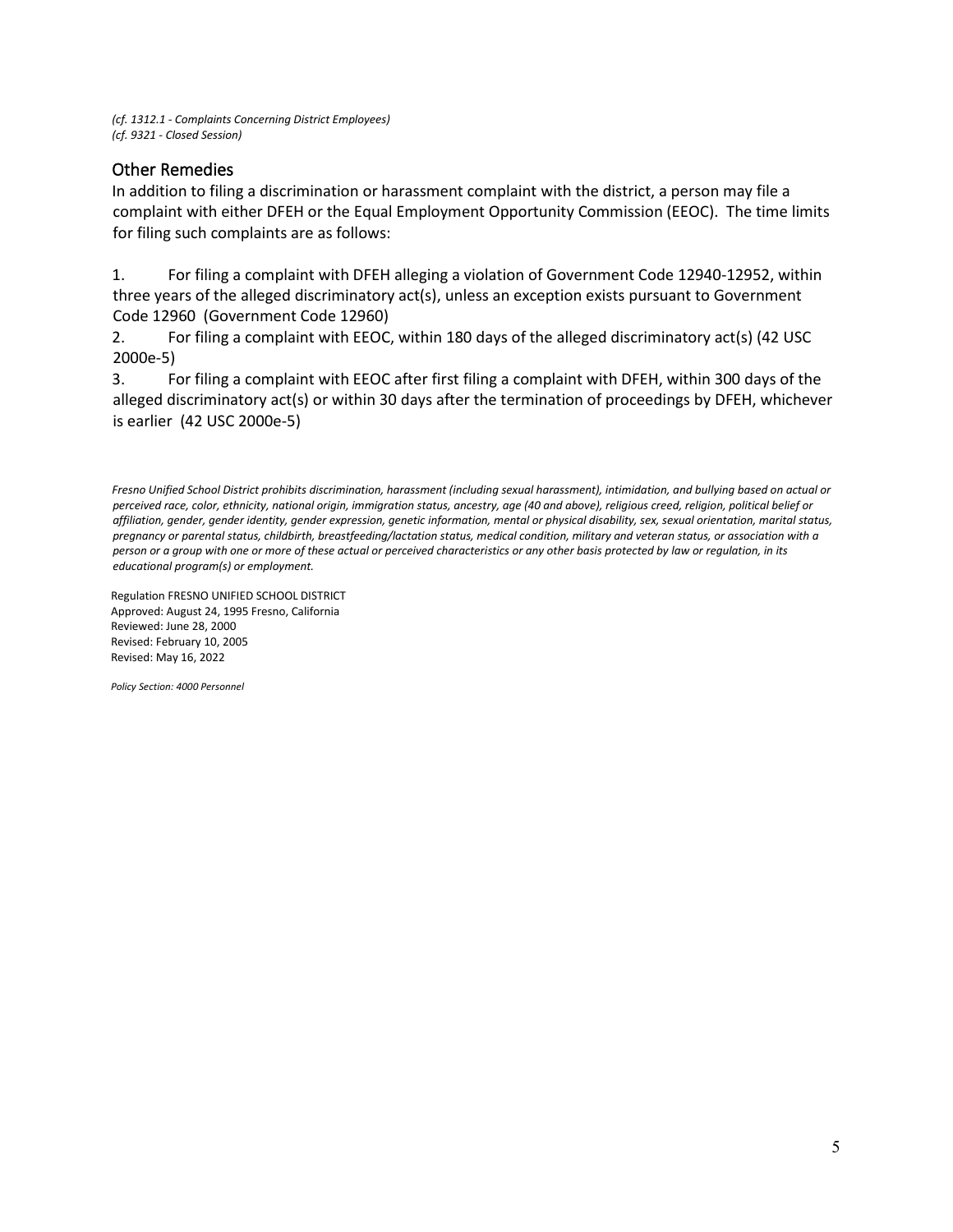*(cf. 1312.1 - Complaints Concerning District Employees)*
*(cf. 9321 - Closed Session)*

## Other Remedies

In addition to filing a discrimination or harassment complaint with the district, a person may file a complaint with either DFEH or the Equal Employment Opportunity Commission (EEOC). The time limits for filing such complaints are as follows:

1. For filing a complaint with DFEH alleging a violation of Government Code 12940-12952, within three years of the alleged discriminatory act(s), unless an exception exists pursuant to Government Code 12960 (Government Code 12960)
2. For filing a complaint with EEOC, within 180 days of the alleged discriminatory act(s) (42 USC 2000e-5)
3. For filing a complaint with EEOC after first filing a complaint with DFEH, within 300 days of the alleged discriminatory act(s) or within 30 days after the termination of proceedings by DFEH, whichever is earlier (42 USC 2000e-5)

*Fresno Unified School District prohibits discrimination, harassment (including sexual harassment), intimidation, and bullying based on actual or perceived race, color, ethnicity, national origin, immigration status, ancestry, age (40 and above), religious creed, religion, political belief or affiliation, gender, gender identity, gender expression, genetic information, mental or physical disability, sex, sexual orientation, marital status, pregnancy or parental status, childbirth, breastfeeding/lactation status, medical condition, military and veteran status, or association with a person or a group with one or more of these actual or perceived characteristics or any other basis protected by law or regulation, in its educational program(s) or employment.*

Regulation FRESNO UNIFIED SCHOOL DISTRICT
Approved: August 24, 1995 Fresno, California
Reviewed: June 28, 2000
Revised: February 10, 2005
Revised: May 16, 2022

*Policy Section: 4000 Personnel*